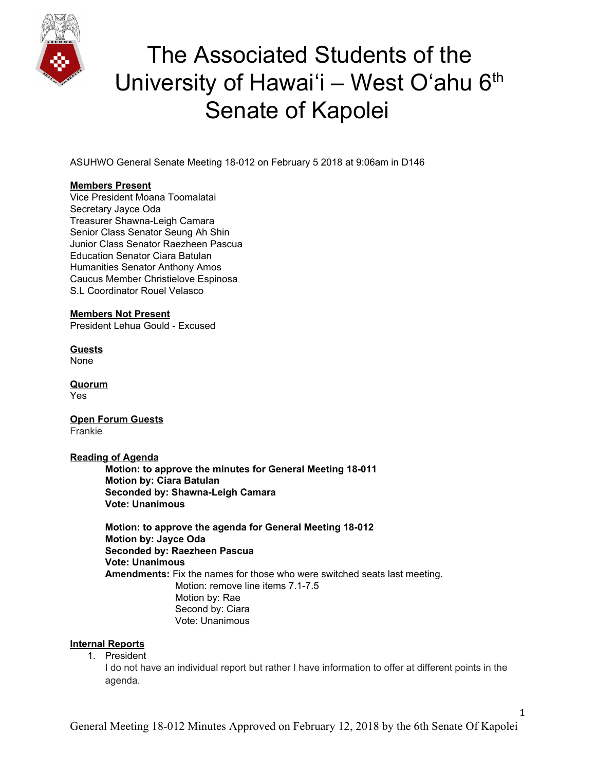# The Associated Students of the University of Hawaiʻi – West Oʻahu 6th Senate of Kapolei

ASUHWO General Senate Meeting 18-012 on February 5 2018 at 9:06am in D146

**Members Present**
Vice President Moana Toomalatai
Secretary Jayce Oda
Treasurer Shawna-Leigh Camara
Senior Class Senator Seung Ah Shin
Junior Class Senator Raezheen Pascua
Education Senator Ciara Batulan
Humanities Senator Anthony Amos
Caucus Member Christielove Espinosa
S.L Coordinator Rouel Velasco

**Members Not Present**
President Lehua Gould - Excused

**Guests**
None

**Quorum**
Yes

**Open Forum Guests**
Frankie

**Reading of Agenda**

> **Motion: to approve the minutes for General Meeting 18-011**
> **Motion by: Ciara Batulan**
> **Seconded by: Shawna-Leigh Camara**
> **Vote: Unanimous**
>
> **Motion: to approve the agenda for General Meeting 18-012**
> **Motion by: Jayce Oda**
> **Seconded by: Raezheen Pascua**
> **Vote: Unanimous**
> **Amendments:** Fix the names for those who were switched seats last meeting.
>
> > Motion: remove line items 7.1-7.5
> > Motion by: Rae
> > Second by: Ciara
> > Vote: Unanimous

**Internal Reports**

1. President
   I do not have an individual report but rather I have information to offer at different points in the agenda.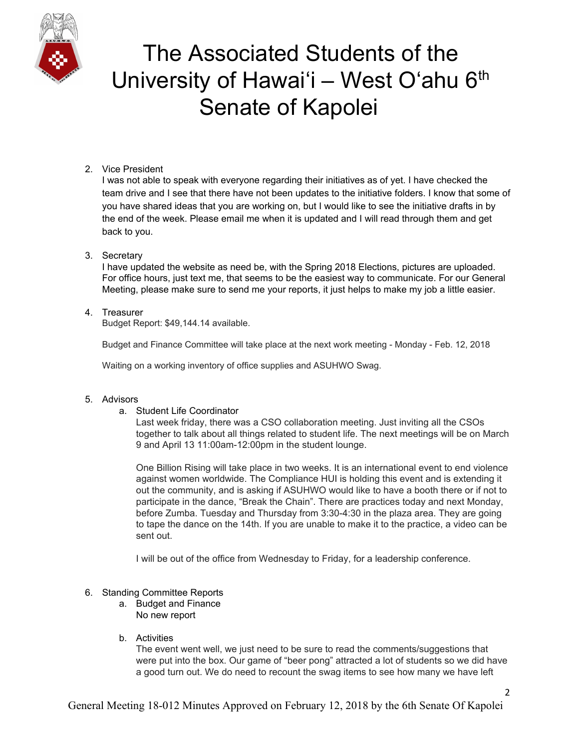2. Vice President
   I was not able to speak with everyone regarding their initiatives as of yet. I have checked the team drive and I see that there have not been updates to the initiative folders. I know that some of you have shared ideas that you are working on, but I would like to see the initiative drafts in by the end of the week. Please email me when it is updated and I will read through them and get back to you.

3. Secretary
   I have updated the website as need be, with the Spring 2018 Elections, pictures are uploaded. For office hours, just text me, that seems to be the easiest way to communicate. For our General Meeting, please make sure to send me your reports, it just helps to make my job a little easier.

4. Treasurer
   Budget Report: $49,144.14 available.

   Budget and Finance Committee will take place at the next work meeting - Monday - Feb. 12, 2018

   Waiting on a working inventory of office supplies and ASUHWO Swag.

5. Advisors
   a. Student Life Coordinator
      Last week friday, there was a CSO collaboration meeting. Just inviting all the CSOs together to talk about all things related to student life. The next meetings will be on March 9 and April 13 11:00am-12:00pm in the student lounge.

      One Billion Rising will take place in two weeks. It is an international event to end violence against women worldwide. The Compliance HUI is holding this event and is extending it out the community, and is asking if ASUHWO would like to have a booth there or if not to participate in the dance, "Break the Chain". There are practices today and next Monday, before Zumba. Tuesday and Thursday from 3:30-4:30 in the plaza area. They are going to tape the dance on the 14th. If you are unable to make it to the practice, a video can be sent out.

      I will be out of the office from Wednesday to Friday, for a leadership conference.

6. Standing Committee Reports
   a. Budget and Finance
      No new report

   b. Activities
      The event went well, we just need to be sure to read the comments/suggestions that were put into the box. Our game of "beer pong" attracted a lot of students so we did have a good turn out. We do need to recount the swag items to see how many we have left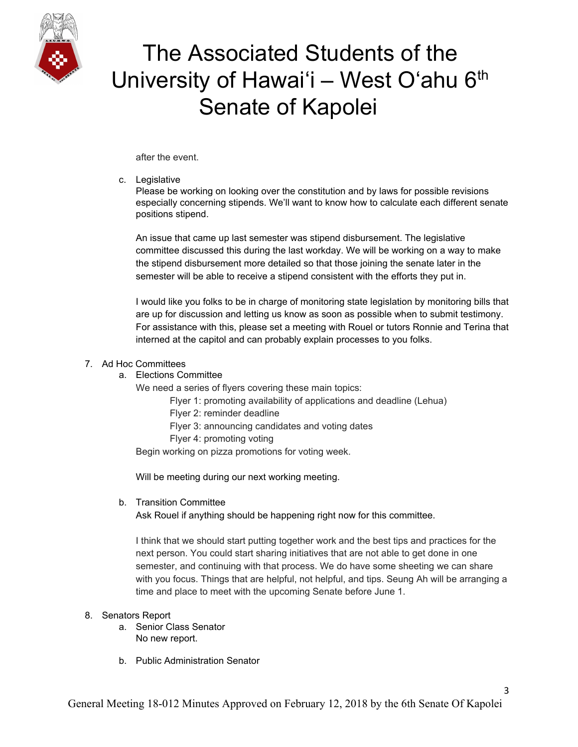after the event.

c. Legislative

Please be working on looking over the constitution and by laws for possible revisions especially concerning stipends. We'll want to know how to calculate each different senate positions stipend.

An issue that came up last semester was stipend disbursement. The legislative committee discussed this during the last workday. We will be working on a way to make the stipend disbursement more detailed so that those joining the senate later in the semester will be able to receive a stipend consistent with the efforts they put in.

I would like you folks to be in charge of monitoring state legislation by monitoring bills that are up for discussion and letting us know as soon as possible when to submit testimony. For assistance with this, please set a meeting with Rouel or tutors Ronnie and Terina that interned at the capitol and can probably explain processes to you folks.

7. Ad Hoc Committees
   a. Elections Committee

   We need a series of flyers covering these main topics:

   - Flyer 1: promoting availability of applications and deadline (Lehua)
   - Flyer 2: reminder deadline
   - Flyer 3: announcing candidates and voting dates
   - Flyer 4: promoting voting

   Begin working on pizza promotions for voting week.

   Will be meeting during our next working meeting.

   b. Transition Committee

   Ask Rouel if anything should be happening right now for this committee.

   I think that we should start putting together work and the best tips and practices for the next person. You could start sharing initiatives that are not able to get done in one semester, and continuing with that process. We do have some sheeting we can share with you focus. Things that are helpful, not helpful, and tips. Seung Ah will be arranging a time and place to meet with the upcoming Senate before June 1.

8. Senators Report
   a. Senior Class Senator

   No new report.

   b. Public Administration Senator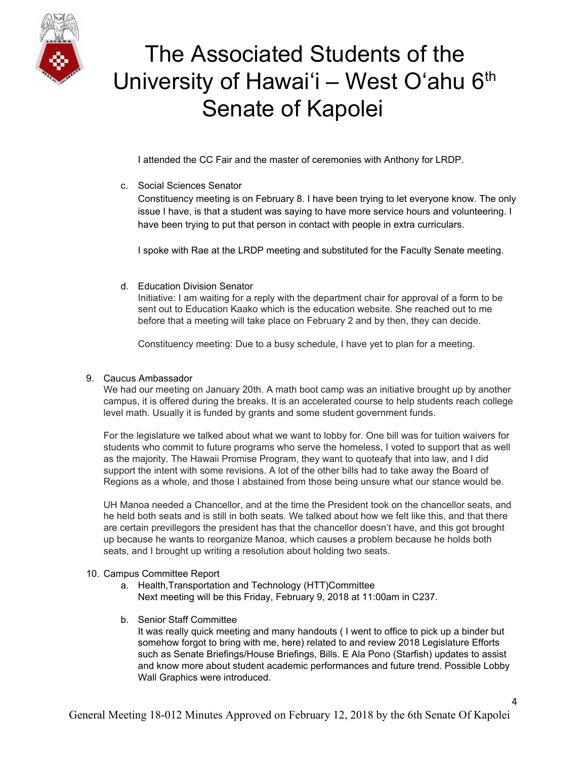I attended the CC Fair and the master of ceremonies with Anthony for LRDP.

c. Social Sciences Senator
   Constituency meeting is on February 8. I have been trying to let everyone know. The only issue I have, is that a student was saying to have more service hours and volunteering. I have been trying to put that person in contact with people in extra curriculars.

   I spoke with Rae at the LRDP meeting and substituted for the Faculty Senate meeting.

d. Education Division Senator
   Initiative: I am waiting for a reply with the department chair for approval of a form to be sent out to Education Kaako which is the education website. She reached out to me before that a meeting will take place on February 2 and by then, they can decide.

   Constituency meeting: Due to a busy schedule, I have yet to plan for a meeting.

9. Caucus Ambassador
   We had our meeting on January 20th. A math boot camp was an initiative brought up by another campus, it is offered during the breaks. It is an accelerated course to help students reach college level math. Usually it is funded by grants and some student government funds.

   For the legislature we talked about what we want to lobby for. One bill was for tuition waivers for students who commit to future programs who serve the homeless, I voted to support that as well as the majority. The Hawaii Promise Program, they want to quoteafy that into law, and I did support the intent with some revisions. A lot of the other bills had to take away the Board of Regions as a whole, and those I abstained from those being unsure what our stance would be.

   UH Manoa needed a Chancellor, and at the time the President took on the chancellor seats, and he held both seats and is still in both seats. We talked about how we felt like this, and that there are certain previllegors the president has that the chancellor doesn't have, and this got brought up because he wants to reorganize Manoa, which causes a problem because he holds both seats, and I brought up writing a resolution about holding two seats.

10. Campus Committee Report
    a. Health,Transportation and Technology (HTT)Committee
       Next meeting will be this Friday, February 9, 2018 at 11:00am in C237.

    b. Senior Staff Committee
       It was really quick meeting and many handouts ( I went to office to pick up a binder but somehow forgot to bring with me, here) related to and review 2018 Legislature Efforts such as Senate Briefings/House Briefings, Bills. E Ala Pono (Starfish) updates to assist and know more about student academic performances and future trend. Possible Lobby Wall Graphics were introduced.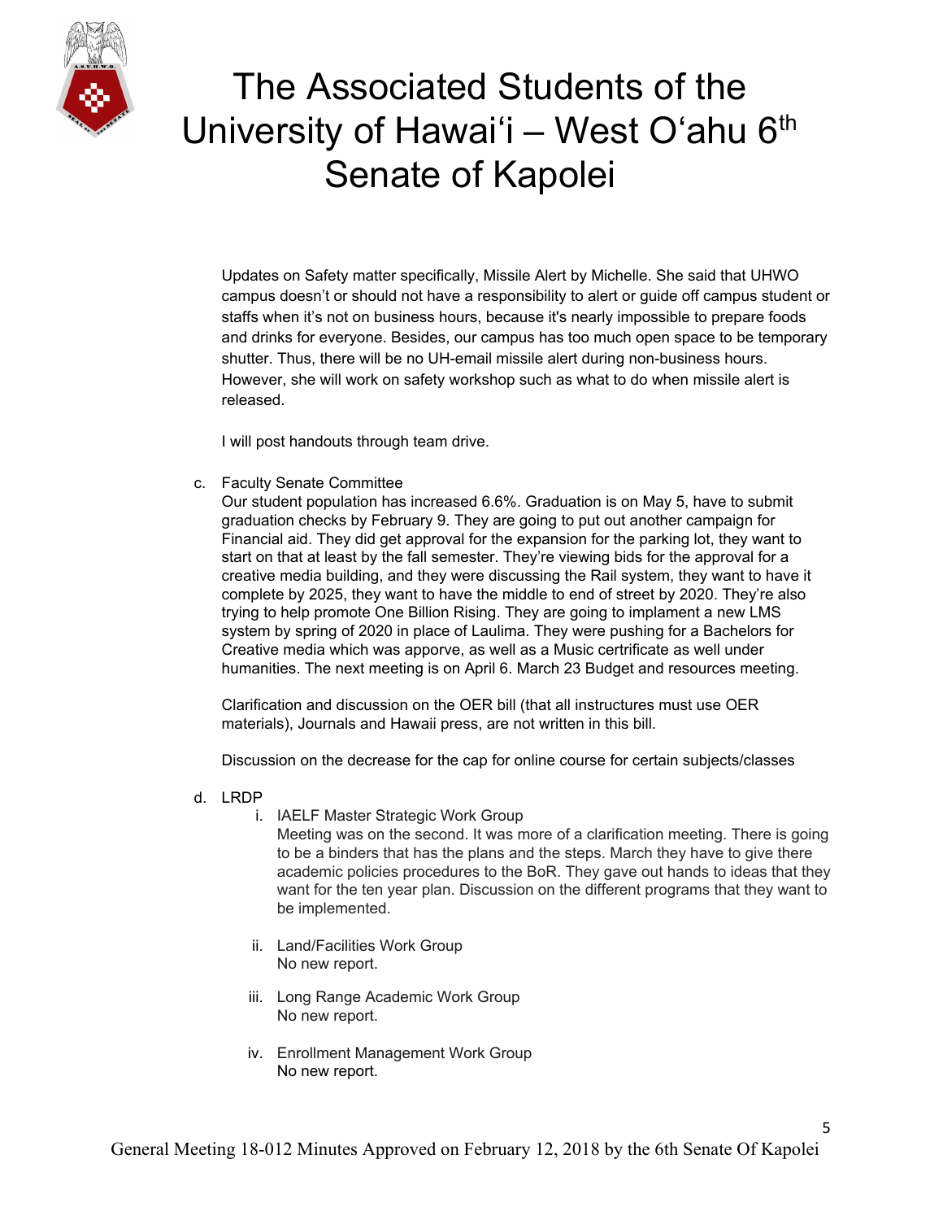Updates on Safety matter specifically, Missile Alert by Michelle. She said that UHWO campus doesn't or should not have a responsibility to alert or guide off campus student or staffs when it's not on business hours, because it's nearly impossible to prepare foods and drinks for everyone. Besides, our campus has too much open space to be temporary shutter. Thus, there will be no UH-email missile alert during non-business hours. However, she will work on safety workshop such as what to do when missile alert is released.

I will post handouts through team drive.

c. Faculty Senate Committee
   Our student population has increased 6.6%. Graduation is on May 5, have to submit graduation checks by February 9. They are going to put out another campaign for Financial aid. They did get approval for the expansion for the parking lot, they want to start on that at least by the fall semester. They're viewing bids for the approval for a creative media building, and they were discussing the Rail system, they want to have it complete by 2025, they want to have the middle to end of street by 2020. They're also trying to help promote One Billion Rising. They are going to implament a new LMS system by spring of 2020 in place of Laulima. They were pushing for a Bachelors for Creative media which was apporve, as well as a Music certrificate as well under humanities. The next meeting is on April 6. March 23 Budget and resources meeting.

   Clarification and discussion on the OER bill (that all instructures must use OER materials), Journals and Hawaii press, are not written in this bill.

   Discussion on the decrease for the cap for online course for certain subjects/classes

d. LRDP
   i. IAELF Master Strategic Work Group
      Meeting was on the second. It was more of a clarification meeting. There is going to be a binders that has the plans and the steps. March they have to give there academic policies procedures to the BoR. They gave out hands to ideas that they want for the ten year plan. Discussion on the different programs that they want to be implemented.

   ii. Land/Facilities Work Group
      No new report.

   iii. Long Range Academic Work Group
      No new report.

   iv. Enrollment Management Work Group
      No new report.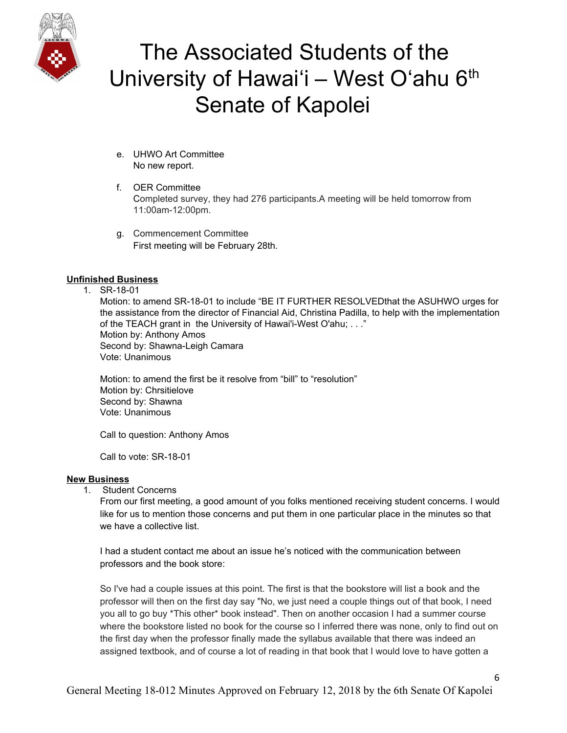e. UHWO Art Committee
   No new report.

f. OER Committee
   Completed survey, they had 276 participants.A meeting will be held tomorrow from 11:00am-12:00pm.

g. Commencement Committee
   First meeting will be February 28th.

**Unfinished Business**

1. SR-18-01
   Motion: to amend SR-18-01 to include "BE IT FURTHER RESOLVEDthat the ASUHWO urges for the assistance from the director of Financial Aid, Christina Padilla, to help with the implementation of the TEACH grant in the University of Hawai'i-West O'ahu; . . ."
   Motion by: Anthony Amos
   Second by: Shawna-Leigh Camara
   Vote: Unanimous

   Motion: to amend the first be it resolve from "bill" to "resolution"
   Motion by: Chrsitielove
   Second by: Shawna
   Vote: Unanimous

   Call to question: Anthony Amos

   Call to vote: SR-18-01

**New Business**

1. Student Concerns
   From our first meeting, a good amount of you folks mentioned receiving student concerns. I would like for us to mention those concerns and put them in one particular place in the minutes so that we have a collective list.

   I had a student contact me about an issue he's noticed with the communication between professors and the book store:

   So I've had a couple issues at this point. The first is that the bookstore will list a book and the professor will then on the first day say "No, we just need a couple things out of that book, I need you all to go buy *This other* book instead". Then on another occasion I had a summer course where the bookstore listed no book for the course so I inferred there was none, only to find out on the first day when the professor finally made the syllabus available that there was indeed an assigned textbook, and of course a lot of reading in that book that I would love to have gotten a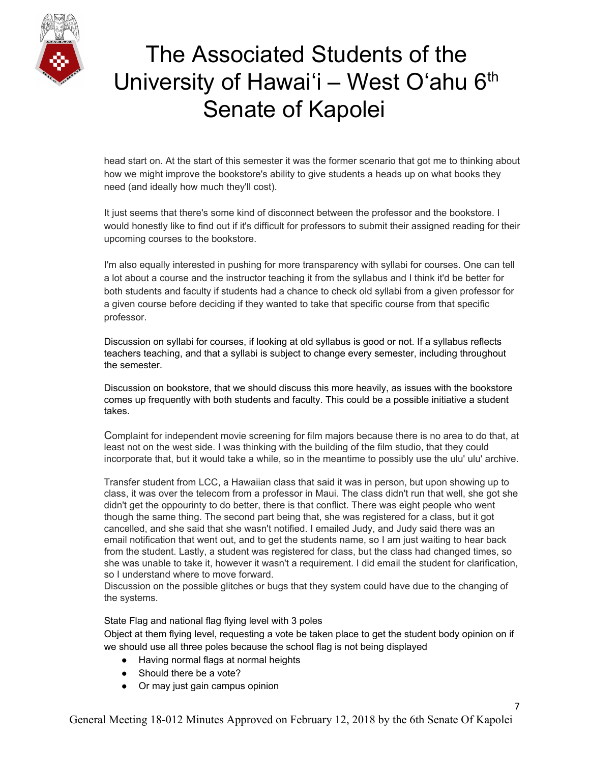head start on. At the start of this semester it was the former scenario that got me to thinking about how we might improve the bookstore's ability to give students a heads up on what books they need (and ideally how much they'll cost).

It just seems that there's some kind of disconnect between the professor and the bookstore. I would honestly like to find out if it's difficult for professors to submit their assigned reading for their upcoming courses to the bookstore.

I'm also equally interested in pushing for more transparency with syllabi for courses. One can tell a lot about a course and the instructor teaching it from the syllabus and I think it'd be better for both students and faculty if students had a chance to check old syllabi from a given professor for a given course before deciding if they wanted to take that specific course from that specific professor.

Discussion on syllabi for courses, if looking at old syllabus is good or not. If a syllabus reflects teachers teaching, and that a syllabi is subject to change every semester, including throughout the semester.

Discussion on bookstore, that we should discuss this more heavily, as issues with the bookstore comes up frequently with both students and faculty. This could be a possible initiative a student takes.

Complaint for independent movie screening for film majors because there is no area to do that, at least not on the west side. I was thinking with the building of the film studio, that they could incorporate that, but it would take a while, so in the meantime to possibly use the ulu' ulu' archive.

Transfer student from LCC, a Hawaiian class that said it was in person, but upon showing up to class, it was over the telecom from a professor in Maui. The class didn't run that well, she got she didn't get the oppourinty to do better, there is that conflict. There was eight people who went though the same thing. The second part being that, she was registered for a class, but it got cancelled, and she said that she wasn't notified. I emailed Judy, and Judy said there was an email notification that went out, and to get the students name, so I am just waiting to hear back from the student. Lastly, a student was registered for class, but the class had changed times, so she was unable to take it, however it wasn't a requirement. I did email the student for clarification, so I understand where to move forward.
Discussion on the possible glitches or bugs that they system could have due to the changing of the systems.

State Flag and national flag flying level with 3 poles
Object at them flying level, requesting a vote be taken place to get the student body opinion on if we should use all three poles because the school flag is not being displayed

- Having normal flags at normal heights
- Should there be a vote?
- Or may just gain campus opinion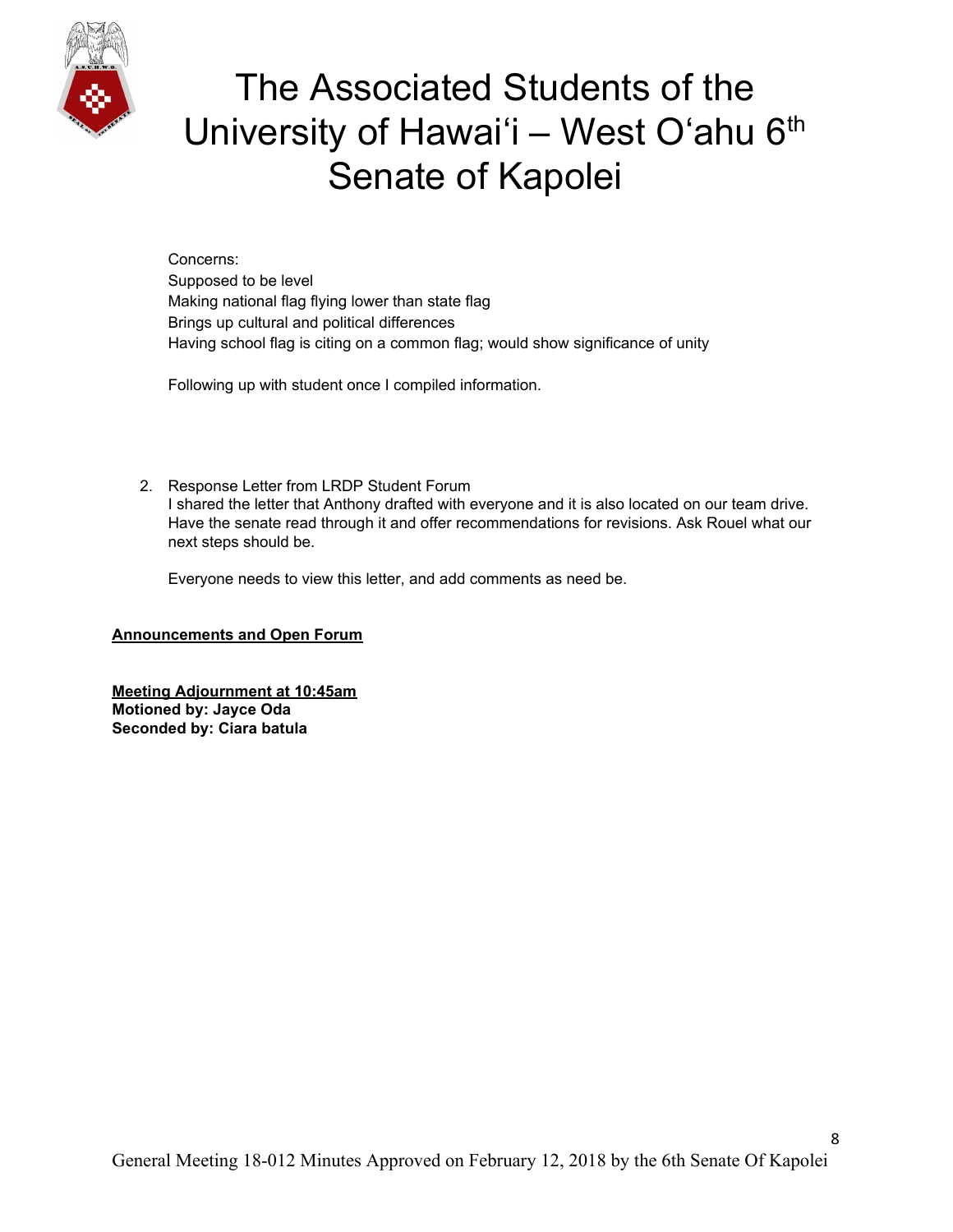Concerns:
Supposed to be level
Making national flag flying lower than state flag
Brings up cultural and political differences
Having school flag is citing on a common flag; would show significance of unity

Following up with student once I compiled information.

2. Response Letter from LRDP Student Forum
   I shared the letter that Anthony drafted with everyone and it is also located on our team drive. Have the senate read through it and offer recommendations for revisions. Ask Rouel what our next steps should be.

   Everyone needs to view this letter, and add comments as need be.

**Announcements and Open Forum**

**Meeting Adjournment at 10:45am**
**Motioned by: Jayce Oda**
**Seconded by: Ciara batula**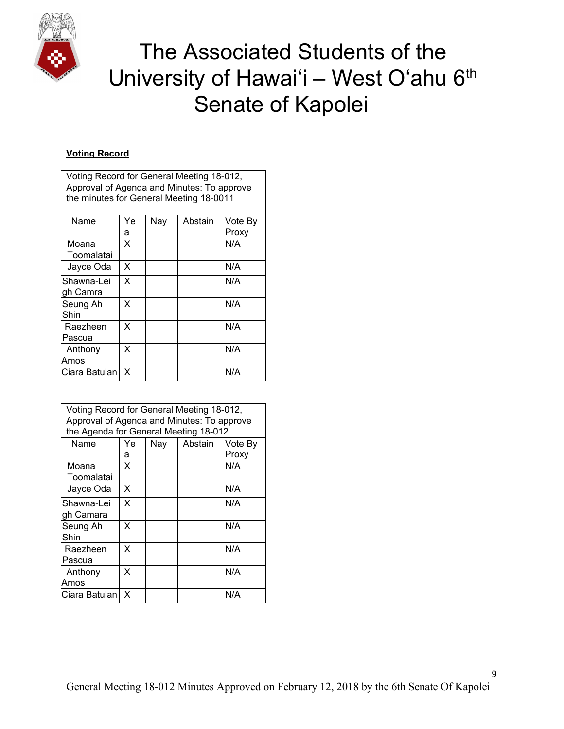# The Associated Students of the University of Hawai'i – West O'ahu 6th Senate of Kapolei

**Voting Record**

| Voting Record for General Meeting 18-012, Approval of Agenda and Minutes: To approve the minutes for General Meeting 18-0011 | | | | |
|---|---|---|---|---|
| Name | Yea | Nay | Abstain | Vote By Proxy |
| Moana Toomalatai | X | | | N/A |
| Jayce Oda | X | | | N/A |
| Shawna-Leigh Camra | X | | | N/A |
| Seung Ah Shin | X | | | N/A |
| Raezheen Pascua | X | | | N/A |
| Anthony Amos | X | | | N/A |
| Ciara Batulan | X | | | N/A |

| Voting Record for General Meeting 18-012, Approval of Agenda and Minutes: To approve the Agenda for General Meeting 18-012 | | | | |
|---|---|---|---|---|
| Name | Yea | Nay | Abstain | Vote By Proxy |
| Moana Toomalatai | X | | | N/A |
| Jayce Oda | X | | | N/A |
| Shawna-Leigh Camara | X | | | N/A |
| Seung Ah Shin | X | | | N/A |
| Raezheen Pascua | X | | | N/A |
| Anthony Amos | X | | | N/A |
| Ciara Batulan | X | | | N/A |

General Meeting 18-012 Minutes Approved on February 12, 2018 by the 6th Senate Of Kapolei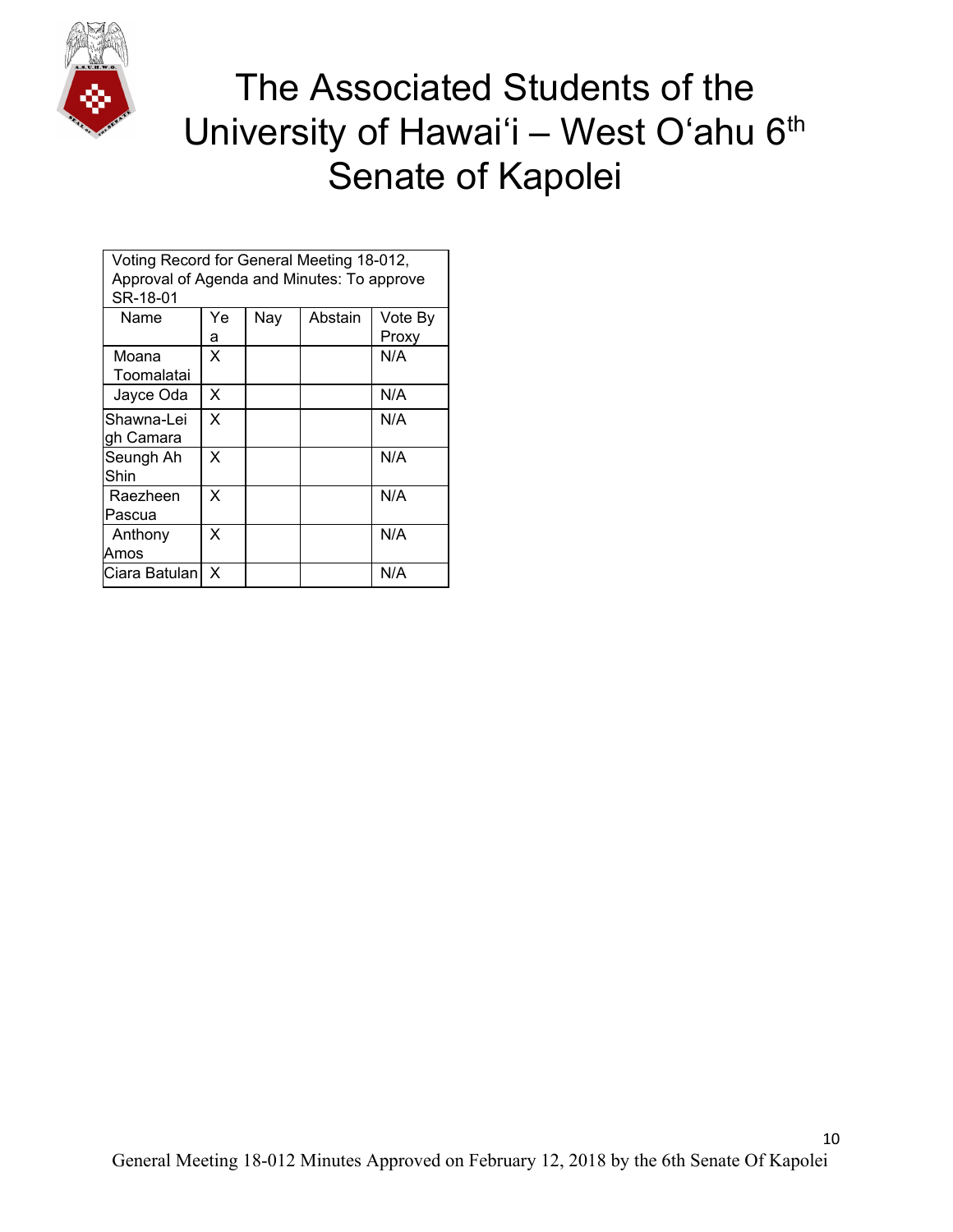# The Associated Students of the University of Hawai'i – West O'ahu 6th Senate of Kapolei

| Voting Record for General Meeting 18-012, Approval of Agenda and Minutes: To approve SR-18-01 | | | | |
|---|---|---|---|---|
| Name | Yea | Nay | Abstain | Vote By Proxy |
| Moana Toomalatai | X | | | N/A |
| Jayce Oda | X | | | N/A |
| Shawna-Leigh Camara | X | | | N/A |
| Seungh Ah Shin | X | | | N/A |
| Raezheen Pascua | X | | | N/A |
| Anthony Amos | X | | | N/A |
| Ciara Batulan | X | | | N/A |

General Meeting 18-012 Minutes Approved on February 12, 2018 by the 6th Senate Of Kapolei